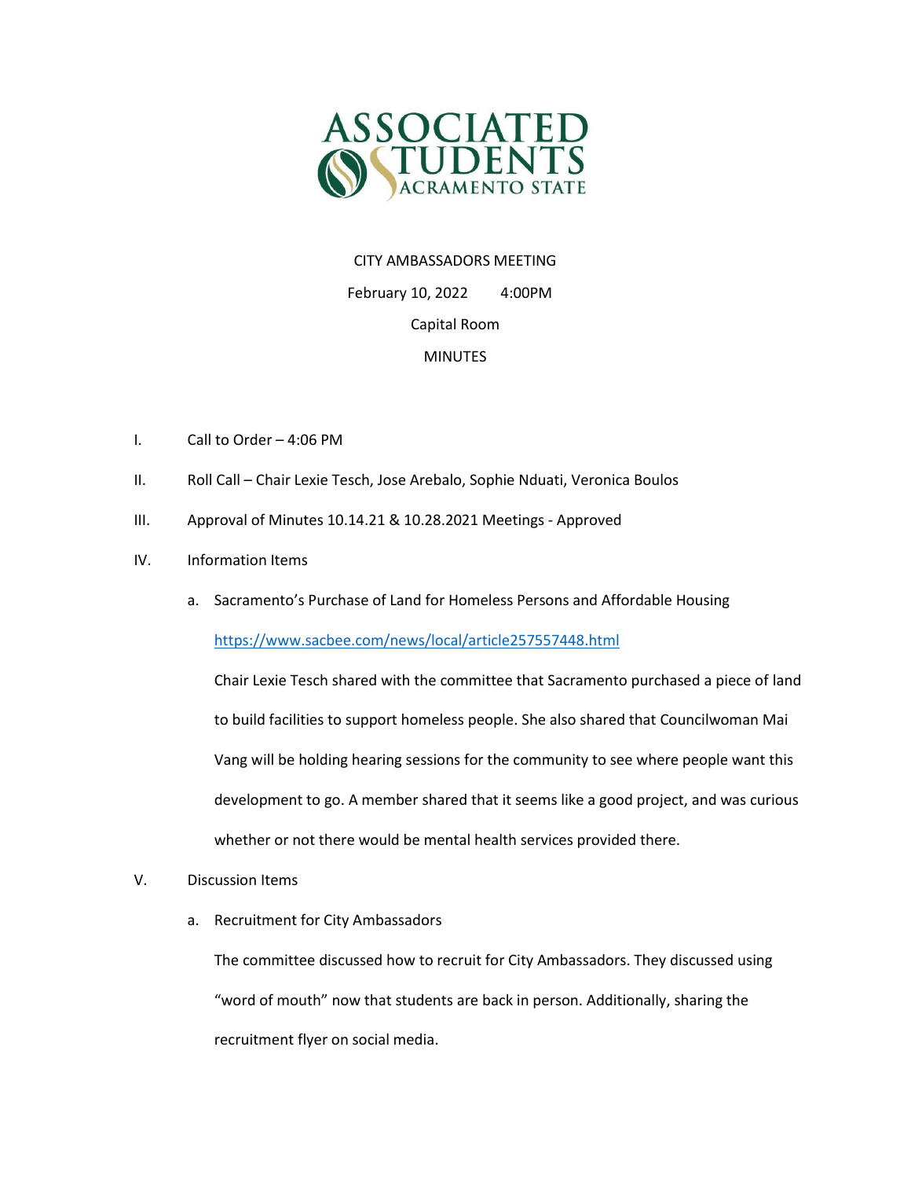ASSOCIATED STUDENTS SACRAMENTO STATE

CITY AMBASSADORS MEETING

February 10, 2022 4:00PM

Capital Room

MINUTES

I. Call to Order – 4:06 PM

II. Roll Call – Chair Lexie Tesch, Jose Arebalo, Sophie Nduati, Veronica Boulos

III. Approval of Minutes 10.14.21 & 10.28.2021 Meetings - Approved

IV. Information Items

   a. Sacramento's Purchase of Land for Homeless Persons and Affordable Housing

      https://www.sacbee.com/news/local/article257557448.html

      Chair Lexie Tesch shared with the committee that Sacramento purchased a piece of land to build facilities to support homeless people. She also shared that Councilwoman Mai Vang will be holding hearing sessions for the community to see where people want this development to go. A member shared that it seems like a good project, and was curious whether or not there would be mental health services provided there.

V. Discussion Items

   a. Recruitment for City Ambassadors

      The committee discussed how to recruit for City Ambassadors. They discussed using "word of mouth" now that students are back in person. Additionally, sharing the recruitment flyer on social media.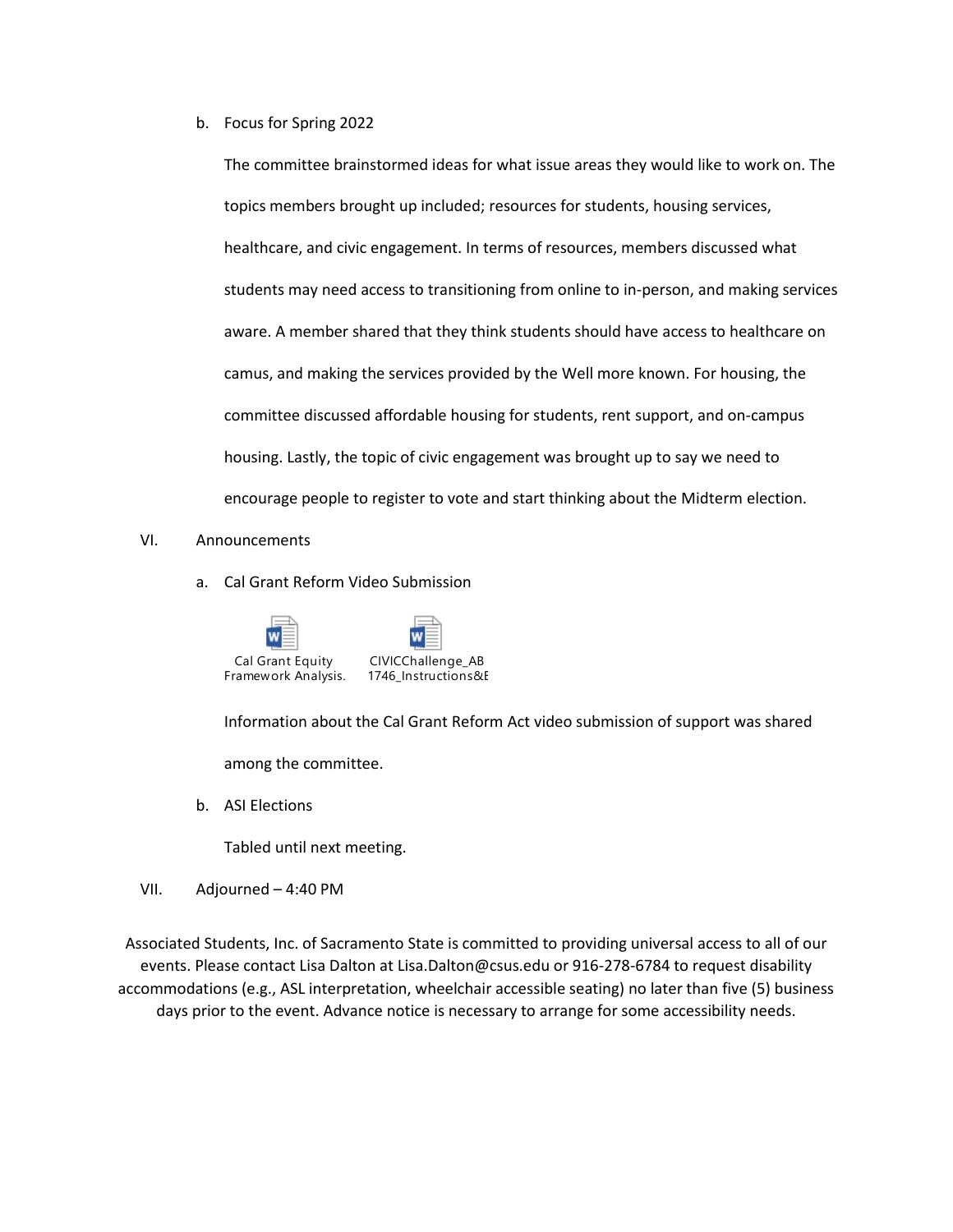b. Focus for Spring 2022

The committee brainstormed ideas for what issue areas they would like to work on. The topics members brought up included; resources for students, housing services, healthcare, and civic engagement. In terms of resources, members discussed what students may need access to transitioning from online to in-person, and making services aware. A member shared that they think students should have access to healthcare on camus, and making the services provided by the Well more known. For housing, the committee discussed affordable housing for students, rent support, and on-campus housing. Lastly, the topic of civic engagement was brought up to say we need to encourage people to register to vote and start thinking about the Midterm election.

VI. Announcements

a. Cal Grant Reform Video Submission

Cal Grant Equity Framework Analysis.

CIVICChallenge_AB 1746_Instructions&E

Information about the Cal Grant Reform Act video submission of support was shared among the committee.

b. ASI Elections

Tabled until next meeting.

VII. Adjourned – 4:40 PM

Associated Students, Inc. of Sacramento State is committed to providing universal access to all of our events. Please contact Lisa Dalton at Lisa.Dalton@csus.edu or 916-278-6784 to request disability accommodations (e.g., ASL interpretation, wheelchair accessible seating) no later than five (5) business days prior to the event. Advance notice is necessary to arrange for some accessibility needs.